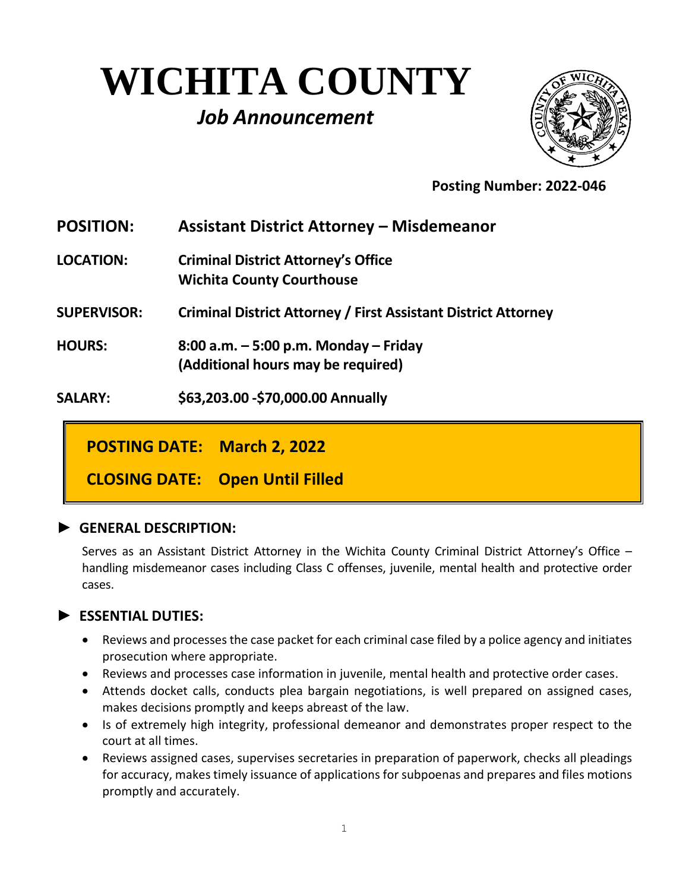# WICHITA COUNTY

## *Job Announcement*

**Posting Number: 2022-046**

**POSITION:** **Assistant District Attorney – Misdemeanor**

**LOCATION:** **Criminal District Attorney's Office**
**Wichita County Courthouse**

**SUPERVISOR:** **Criminal District Attorney / First Assistant District Attorney**

**HOURS:** **8:00 a.m. – 5:00 p.m. Monday – Friday**
**(Additional hours may be required)**

**SALARY:** **$63,203.00 -$70,000.00 Annually**

**POSTING DATE: March 2, 2022**

**CLOSING DATE: Open Until Filled**

### ► GENERAL DESCRIPTION:

Serves as an Assistant District Attorney in the Wichita County Criminal District Attorney's Office – handling misdemeanor cases including Class C offenses, juvenile, mental health and protective order cases.

### ► ESSENTIAL DUTIES:

- Reviews and processes the case packet for each criminal case filed by a police agency and initiates prosecution where appropriate.
- Reviews and processes case information in juvenile, mental health and protective order cases.
- Attends docket calls, conducts plea bargain negotiations, is well prepared on assigned cases, makes decisions promptly and keeps abreast of the law.
- Is of extremely high integrity, professional demeanor and demonstrates proper respect to the court at all times.
- Reviews assigned cases, supervises secretaries in preparation of paperwork, checks all pleadings for accuracy, makes timely issuance of applications for subpoenas and prepares and files motions promptly and accurately.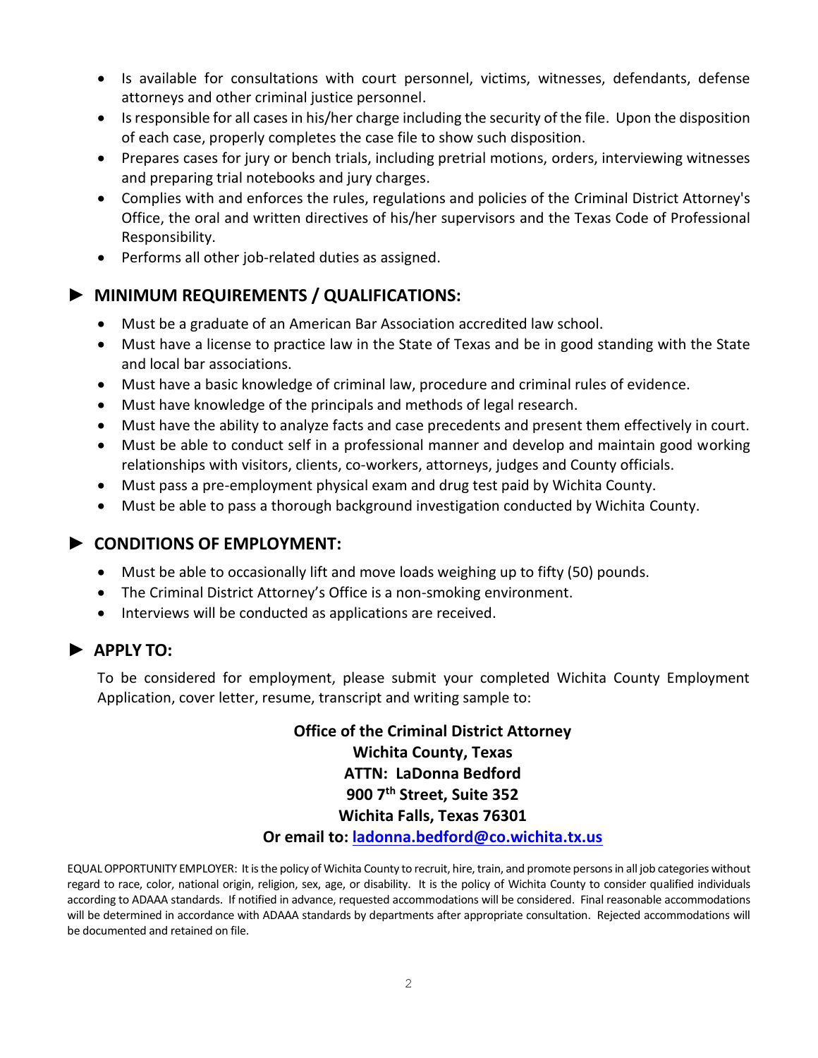- Is available for consultations with court personnel, victims, witnesses, defendants, defense attorneys and other criminal justice personnel.
- Is responsible for all cases in his/her charge including the security of the file. Upon the disposition of each case, properly completes the case file to show such disposition.
- Prepares cases for jury or bench trials, including pretrial motions, orders, interviewing witnesses and preparing trial notebooks and jury charges.
- Complies with and enforces the rules, regulations and policies of the Criminal District Attorney's Office, the oral and written directives of his/her supervisors and the Texas Code of Professional Responsibility.
- Performs all other job-related duties as assigned.

## ► MINIMUM REQUIREMENTS / QUALIFICATIONS:

- Must be a graduate of an American Bar Association accredited law school.
- Must have a license to practice law in the State of Texas and be in good standing with the State and local bar associations.
- Must have a basic knowledge of criminal law, procedure and criminal rules of evidence.
- Must have knowledge of the principals and methods of legal research.
- Must have the ability to analyze facts and case precedents and present them effectively in court.
- Must be able to conduct self in a professional manner and develop and maintain good working relationships with visitors, clients, co-workers, attorneys, judges and County officials.
- Must pass a pre-employment physical exam and drug test paid by Wichita County.
- Must be able to pass a thorough background investigation conducted by Wichita County.

## ► CONDITIONS OF EMPLOYMENT:

- Must be able to occasionally lift and move loads weighing up to fifty (50) pounds.
- The Criminal District Attorney's Office is a non-smoking environment.
- Interviews will be conducted as applications are received.

## ► APPLY TO:

To be considered for employment, please submit your completed Wichita County Employment Application, cover letter, resume, transcript and writing sample to:

**Office of the Criminal District Attorney**
**Wichita County, Texas**
**ATTN: LaDonna Bedford**
**900 7th Street, Suite 352**
**Wichita Falls, Texas 76301**
**Or email to: ladonna.bedford@co.wichita.tx.us**

EQUAL OPPORTUNITY EMPLOYER: It is the policy of Wichita County to recruit, hire, train, and promote persons in all job categories without regard to race, color, national origin, religion, sex, age, or disability. It is the policy of Wichita County to consider qualified individuals according to ADAAA standards. If notified in advance, requested accommodations will be considered. Final reasonable accommodations will be determined in accordance with ADAAA standards by departments after appropriate consultation. Rejected accommodations will be documented and retained on file.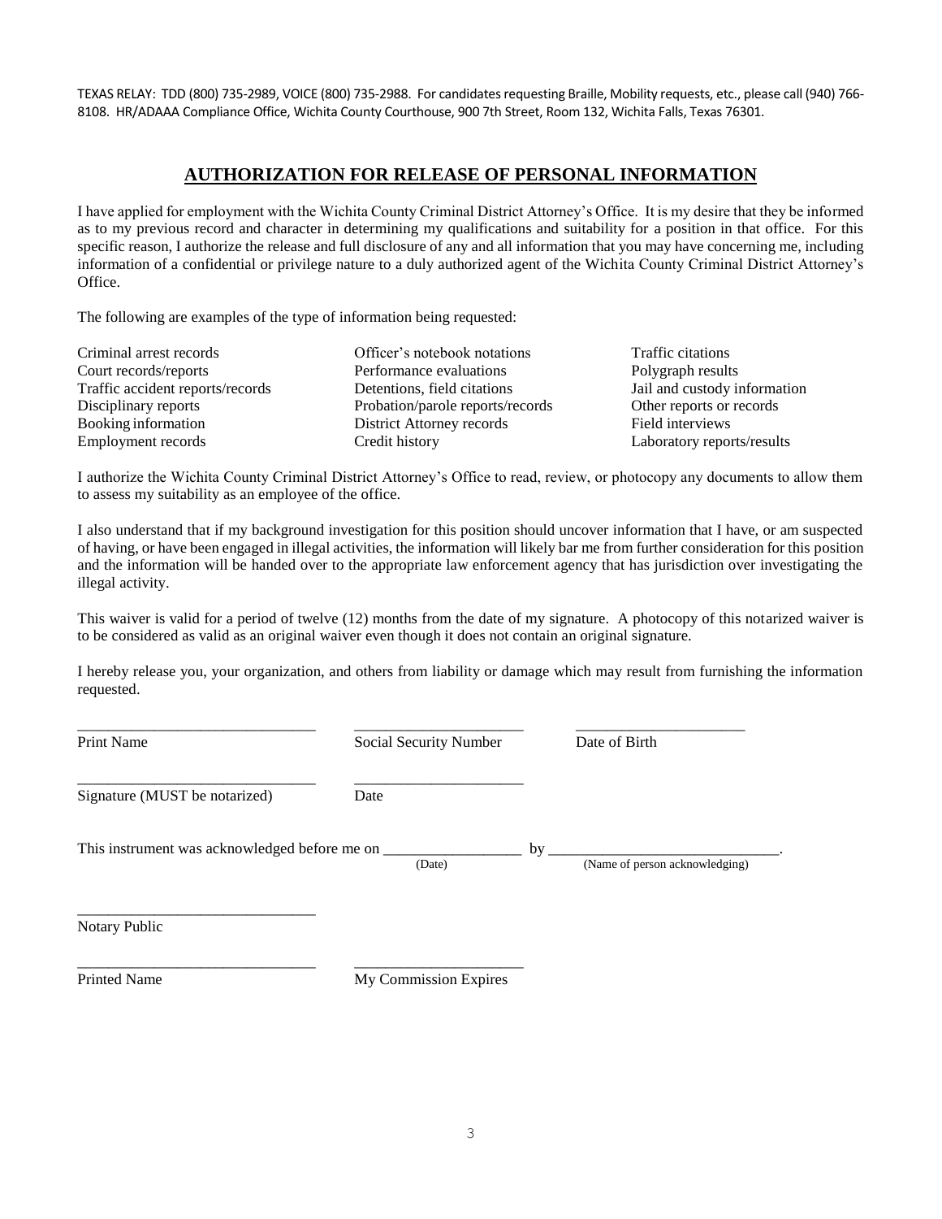TEXAS RELAY: TDD (800) 735-2989, VOICE (800) 735-2988. For candidates requesting Braille, Mobility requests, etc., please call (940) 766-8108. HR/ADAAA Compliance Office, Wichita County Courthouse, 900 7th Street, Room 132, Wichita Falls, Texas 76301.

## AUTHORIZATION FOR RELEASE OF PERSONAL INFORMATION

I have applied for employment with the Wichita County Criminal District Attorney's Office. It is my desire that they be informed as to my previous record and character in determining my qualifications and suitability for a position in that office. For this specific reason, I authorize the release and full disclosure of any and all information that you may have concerning me, including information of a confidential or privilege nature to a duly authorized agent of the Wichita County Criminal District Attorney's Office.

The following are examples of the type of information being requested:

| | | |
|---|---|---|
| Criminal arrest records | Officer's notebook notations | Traffic citations |
| Court records/reports | Performance evaluations | Polygraph results |
| Traffic accident reports/records | Detentions, field citations | Jail and custody information |
| Disciplinary reports | Probation/parole reports/records | Other reports or records |
| Booking information | District Attorney records | Field interviews |
| Employment records | Credit history | Laboratory reports/results |

I authorize the Wichita County Criminal District Attorney's Office to read, review, or photocopy any documents to allow them to assess my suitability as an employee of the office.

I also understand that if my background investigation for this position should uncover information that I have, or am suspected of having, or have been engaged in illegal activities, the information will likely bar me from further consideration for this position and the information will be handed over to the appropriate law enforcement agency that has jurisdiction over investigating the illegal activity.

This waiver is valid for a period of twelve (12) months from the date of my signature. A photocopy of this notarized waiver is to be considered as valid as an original waiver even though it does not contain an original signature.

I hereby release you, your organization, and others from liability or damage which may result from furnishing the information requested.

_______________________________ _______________________ _______________________
Print Name Social Security Number Date of Birth

_______________________________ _______________________
Signature (MUST be notarized) Date

This instrument was acknowledged before me on __________________ by ______________________________.
(Date) (Name of person acknowledging)

_______________________________
Notary Public

_______________________________ _______________________
Printed Name My Commission Expires